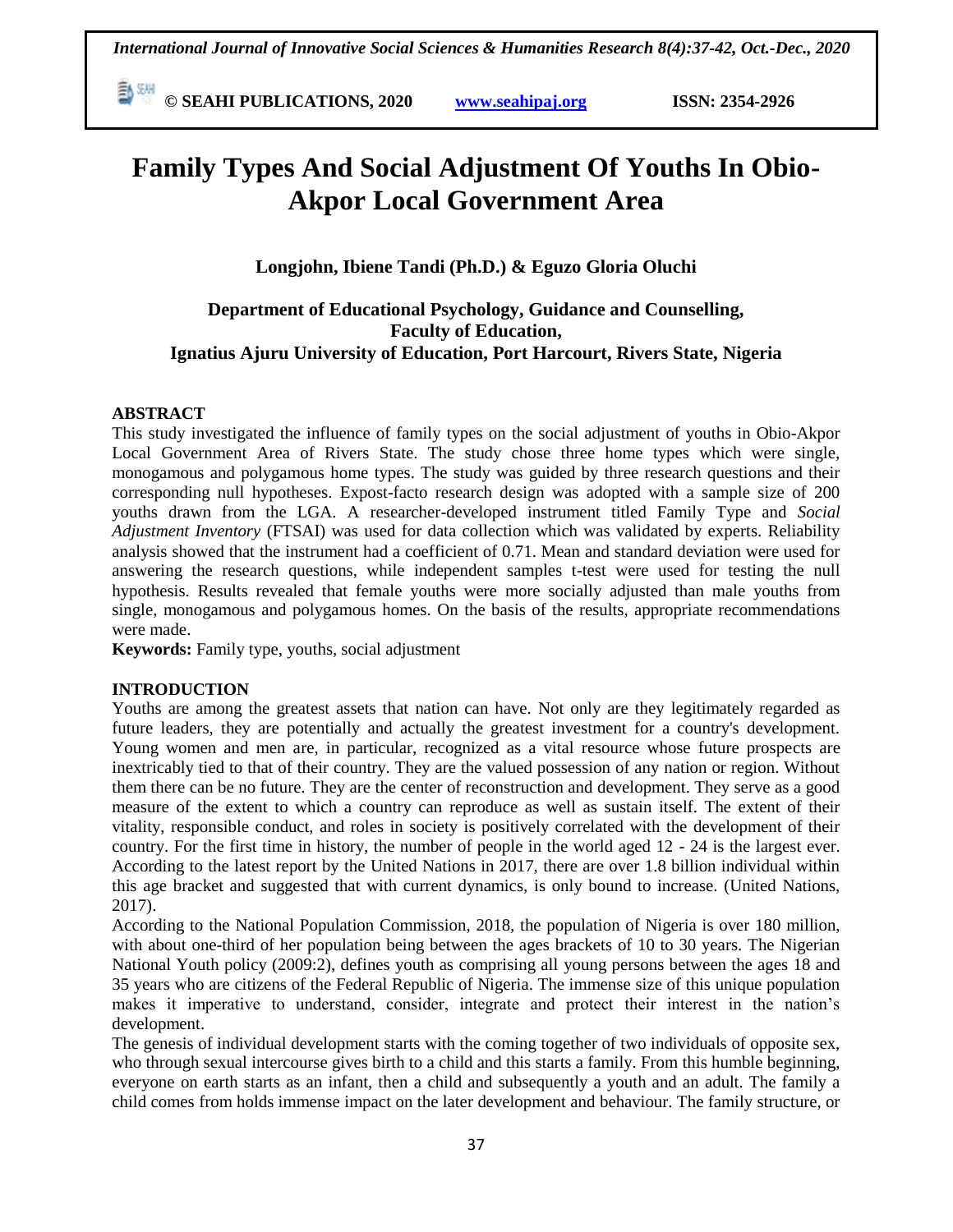# Family Types And Social Adjustment Of Youths In Obio-Akpor Local Government Area

**Longjohn, Ibiene Tandi (Ph.D.) & Eguzo Gloria Oluchi**

**Department of Educational Psychology, Guidance and Counselling, Faculty of Education, Ignatius Ajuru University of Education, Port Harcourt, Rivers State, Nigeria**

## ABSTRACT

This study investigated the influence of family types on the social adjustment of youths in Obio-Akpor Local Government Area of Rivers State. The study chose three home types which were single, monogamous and polygamous home types. The study was guided by three research questions and their corresponding null hypotheses. Expost-facto research design was adopted with a sample size of 200 youths drawn from the LGA. A researcher-developed instrument titled Family Type and *Social Adjustment Inventory* (FTSAI) was used for data collection which was validated by experts. Reliability analysis showed that the instrument had a coefficient of 0.71. Mean and standard deviation were used for answering the research questions, while independent samples t-test were used for testing the null hypothesis. Results revealed that female youths were more socially adjusted than male youths from single, monogamous and polygamous homes. On the basis of the results, appropriate recommendations were made.

**Keywords:** Family type, youths, social adjustment

## INTRODUCTION

Youths are among the greatest assets that nation can have. Not only are they legitimately regarded as future leaders, they are potentially and actually the greatest investment for a country's development. Young women and men are, in particular, recognized as a vital resource whose future prospects are inextricably tied to that of their country. They are the valued possession of any nation or region. Without them there can be no future. They are the center of reconstruction and development. They serve as a good measure of the extent to which a country can reproduce as well as sustain itself. The extent of their vitality, responsible conduct, and roles in society is positively correlated with the development of their country. For the first time in history, the number of people in the world aged 12 - 24 is the largest ever. According to the latest report by the United Nations in 2017, there are over 1.8 billion individual within this age bracket and suggested that with current dynamics, is only bound to increase. (United Nations, 2017).

According to the National Population Commission, 2018, the population of Nigeria is over 180 million, with about one-third of her population being between the ages brackets of 10 to 30 years. The Nigerian National Youth policy (2009:2), defines youth as comprising all young persons between the ages 18 and 35 years who are citizens of the Federal Republic of Nigeria. The immense size of this unique population makes it imperative to understand, consider, integrate and protect their interest in the nation's development.

The genesis of individual development starts with the coming together of two individuals of opposite sex, who through sexual intercourse gives birth to a child and this starts a family. From this humble beginning, everyone on earth starts as an infant, then a child and subsequently a youth and an adult. The family a child comes from holds immense impact on the later development and behaviour. The family structure, or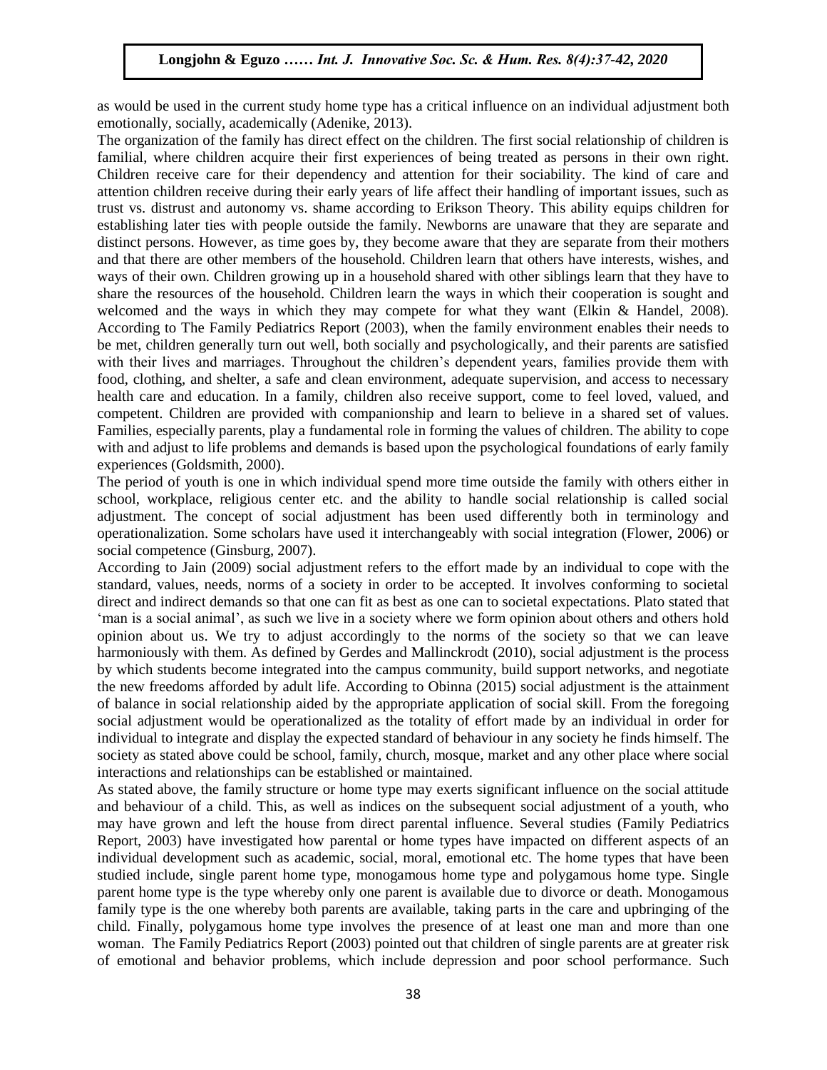as would be used in the current study home type has a critical influence on an individual adjustment both emotionally, socially, academically (Adenike, 2013).

The organization of the family has direct effect on the children. The first social relationship of children is familial, where children acquire their first experiences of being treated as persons in their own right. Children receive care for their dependency and attention for their sociability. The kind of care and attention children receive during their early years of life affect their handling of important issues, such as trust vs. distrust and autonomy vs. shame according to Erikson Theory. This ability equips children for establishing later ties with people outside the family. Newborns are unaware that they are separate and distinct persons. However, as time goes by, they become aware that they are separate from their mothers and that there are other members of the household. Children learn that others have interests, wishes, and ways of their own. Children growing up in a household shared with other siblings learn that they have to share the resources of the household. Children learn the ways in which their cooperation is sought and welcomed and the ways in which they may compete for what they want (Elkin & Handel, 2008). According to The Family Pediatrics Report (2003), when the family environment enables their needs to be met, children generally turn out well, both socially and psychologically, and their parents are satisfied with their lives and marriages. Throughout the children's dependent years, families provide them with food, clothing, and shelter, a safe and clean environment, adequate supervision, and access to necessary health care and education. In a family, children also receive support, come to feel loved, valued, and competent. Children are provided with companionship and learn to believe in a shared set of values. Families, especially parents, play a fundamental role in forming the values of children. The ability to cope with and adjust to life problems and demands is based upon the psychological foundations of early family experiences (Goldsmith, 2000).

The period of youth is one in which individual spend more time outside the family with others either in school, workplace, religious center etc. and the ability to handle social relationship is called social adjustment. The concept of social adjustment has been used differently both in terminology and operationalization. Some scholars have used it interchangeably with social integration (Flower, 2006) or social competence (Ginsburg, 2007).

According to Jain (2009) social adjustment refers to the effort made by an individual to cope with the standard, values, needs, norms of a society in order to be accepted. It involves conforming to societal direct and indirect demands so that one can fit as best as one can to societal expectations. Plato stated that 'man is a social animal', as such we live in a society where we form opinion about others and others hold opinion about us. We try to adjust accordingly to the norms of the society so that we can leave harmoniously with them. As defined by Gerdes and Mallinckrodt (2010), social adjustment is the process by which students become integrated into the campus community, build support networks, and negotiate the new freedoms afforded by adult life. According to Obinna (2015) social adjustment is the attainment of balance in social relationship aided by the appropriate application of social skill. From the foregoing social adjustment would be operationalized as the totality of effort made by an individual in order for individual to integrate and display the expected standard of behaviour in any society he finds himself. The society as stated above could be school, family, church, mosque, market and any other place where social interactions and relationships can be established or maintained.

As stated above, the family structure or home type may exerts significant influence on the social attitude and behaviour of a child. This, as well as indices on the subsequent social adjustment of a youth, who may have grown and left the house from direct parental influence. Several studies (Family Pediatrics Report, 2003) have investigated how parental or home types have impacted on different aspects of an individual development such as academic, social, moral, emotional etc. The home types that have been studied include, single parent home type, monogamous home type and polygamous home type. Single parent home type is the type whereby only one parent is available due to divorce or death. Monogamous family type is the one whereby both parents are available, taking parts in the care and upbringing of the child. Finally, polygamous home type involves the presence of at least one man and more than one woman. The Family Pediatrics Report (2003) pointed out that children of single parents are at greater risk of emotional and behavior problems, which include depression and poor school performance. Such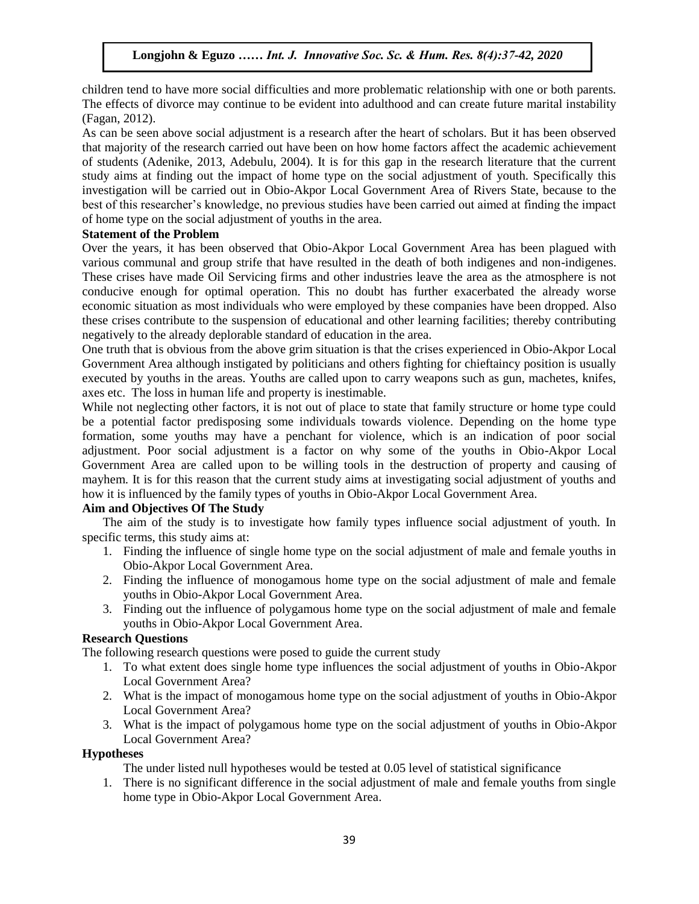children tend to have more social difficulties and more problematic relationship with one or both parents. The effects of divorce may continue to be evident into adulthood and can create future marital instability (Fagan, 2012).

As can be seen above social adjustment is a research after the heart of scholars. But it has been observed that majority of the research carried out have been on how home factors affect the academic achievement of students (Adenike, 2013, Adebulu, 2004). It is for this gap in the research literature that the current study aims at finding out the impact of home type on the social adjustment of youth. Specifically this investigation will be carried out in Obio-Akpor Local Government Area of Rivers State, because to the best of this researcher's knowledge, no previous studies have been carried out aimed at finding the impact of home type on the social adjustment of youths in the area.

**Statement of the Problem**

Over the years, it has been observed that Obio-Akpor Local Government Area has been plagued with various communal and group strife that have resulted in the death of both indigenes and non-indigenes. These crises have made Oil Servicing firms and other industries leave the area as the atmosphere is not conducive enough for optimal operation. This no doubt has further exacerbated the already worse economic situation as most individuals who were employed by these companies have been dropped. Also these crises contribute to the suspension of educational and other learning facilities; thereby contributing negatively to the already deplorable standard of education in the area.

One truth that is obvious from the above grim situation is that the crises experienced in Obio-Akpor Local Government Area although instigated by politicians and others fighting for chieftaincy position is usually executed by youths in the areas. Youths are called upon to carry weapons such as gun, machetes, knifes, axes etc. The loss in human life and property is inestimable.

While not neglecting other factors, it is not out of place to state that family structure or home type could be a potential factor predisposing some individuals towards violence. Depending on the home type formation, some youths may have a penchant for violence, which is an indication of poor social adjustment. Poor social adjustment is a factor on why some of the youths in Obio-Akpor Local Government Area are called upon to be willing tools in the destruction of property and causing of mayhem. It is for this reason that the current study aims at investigating social adjustment of youths and how it is influenced by the family types of youths in Obio-Akpor Local Government Area.

**Aim and Objectives Of The Study**

The aim of the study is to investigate how family types influence social adjustment of youth. In specific terms, this study aims at:

1. Finding the influence of single home type on the social adjustment of male and female youths in Obio-Akpor Local Government Area.
2. Finding the influence of monogamous home type on the social adjustment of male and female youths in Obio-Akpor Local Government Area.
3. Finding out the influence of polygamous home type on the social adjustment of male and female youths in Obio-Akpor Local Government Area.

**Research Questions**

The following research questions were posed to guide the current study

1. To what extent does single home type influences the social adjustment of youths in Obio-Akpor Local Government Area?
2. What is the impact of monogamous home type on the social adjustment of youths in Obio-Akpor Local Government Area?
3. What is the impact of polygamous home type on the social adjustment of youths in Obio-Akpor Local Government Area?

**Hypotheses**

The under listed null hypotheses would be tested at 0.05 level of statistical significance

1. There is no significant difference in the social adjustment of male and female youths from single home type in Obio-Akpor Local Government Area.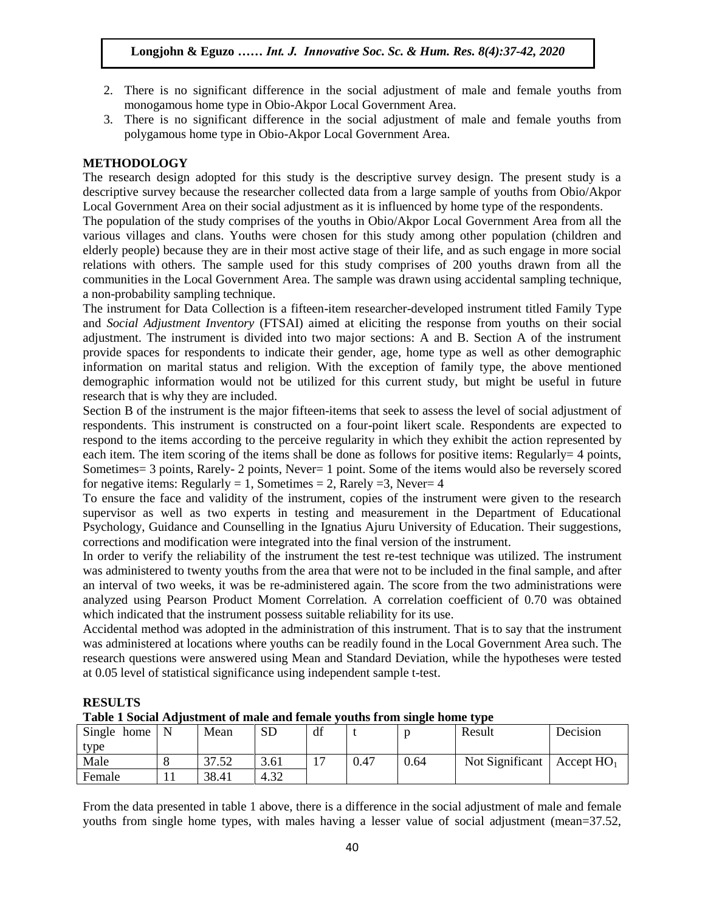2. There is no significant difference in the social adjustment of male and female youths from monogamous home type in Obio-Akpor Local Government Area.
3. There is no significant difference in the social adjustment of male and female youths from polygamous home type in Obio-Akpor Local Government Area.

## METHODOLOGY

The research design adopted for this study is the descriptive survey design. The present study is a descriptive survey because the researcher collected data from a large sample of youths from Obio/Akpor Local Government Area on their social adjustment as it is influenced by home type of the respondents.

The population of the study comprises of the youths in Obio/Akpor Local Government Area from all the various villages and clans. Youths were chosen for this study among other population (children and elderly people) because they are in their most active stage of their life, and as such engage in more social relations with others. The sample used for this study comprises of 200 youths drawn from all the communities in the Local Government Area. The sample was drawn using accidental sampling technique, a non-probability sampling technique.

The instrument for Data Collection is a fifteen-item researcher-developed instrument titled Family Type and *Social Adjustment Inventory* (FTSAI) aimed at eliciting the response from youths on their social adjustment. The instrument is divided into two major sections: A and B. Section A of the instrument provide spaces for respondents to indicate their gender, age, home type as well as other demographic information on marital status and religion. With the exception of family type, the above mentioned demographic information would not be utilized for this current study, but might be useful in future research that is why they are included.

Section B of the instrument is the major fifteen-items that seek to assess the level of social adjustment of respondents. This instrument is constructed on a four-point likert scale. Respondents are expected to respond to the items according to the perceive regularity in which they exhibit the action represented by each item. The item scoring of the items shall be done as follows for positive items: Regularly= 4 points, Sometimes= 3 points, Rarely- 2 points, Never= 1 point. Some of the items would also be reversely scored for negative items: Regularly = 1, Sometimes = 2, Rarely =3, Never= 4

To ensure the face and validity of the instrument, copies of the instrument were given to the research supervisor as well as two experts in testing and measurement in the Department of Educational Psychology, Guidance and Counselling in the Ignatius Ajuru University of Education. Their suggestions, corrections and modification were integrated into the final version of the instrument.

In order to verify the reliability of the instrument the test re-test technique was utilized. The instrument was administered to twenty youths from the area that were not to be included in the final sample, and after an interval of two weeks, it was be re-administered again. The score from the two administrations were analyzed using Pearson Product Moment Correlation. A correlation coefficient of 0.70 was obtained which indicated that the instrument possess suitable reliability for its use.

Accidental method was adopted in the administration of this instrument. That is to say that the instrument was administered at locations where youths can be readily found in the Local Government Area such. The research questions were answered using Mean and Standard Deviation, while the hypotheses were tested at 0.05 level of statistical significance using independent sample t-test.

## RESULTS

**Table 1 Social Adjustment of male and female youths from single home type**

| Single home type | N | Mean | SD | df | t | p | Result | Decision |
|---|---|---|---|---|---|---|---|---|
| Male | 8 | 37.52 | 3.61 | 17 | 0.47 | 0.64 | Not Significant | Accept $HO_1$ |
| Female | 11 | 38.41 | 4.32 | | | | | |

From the data presented in table 1 above, there is a difference in the social adjustment of male and female youths from single home types, with males having a lesser value of social adjustment (mean=37.52,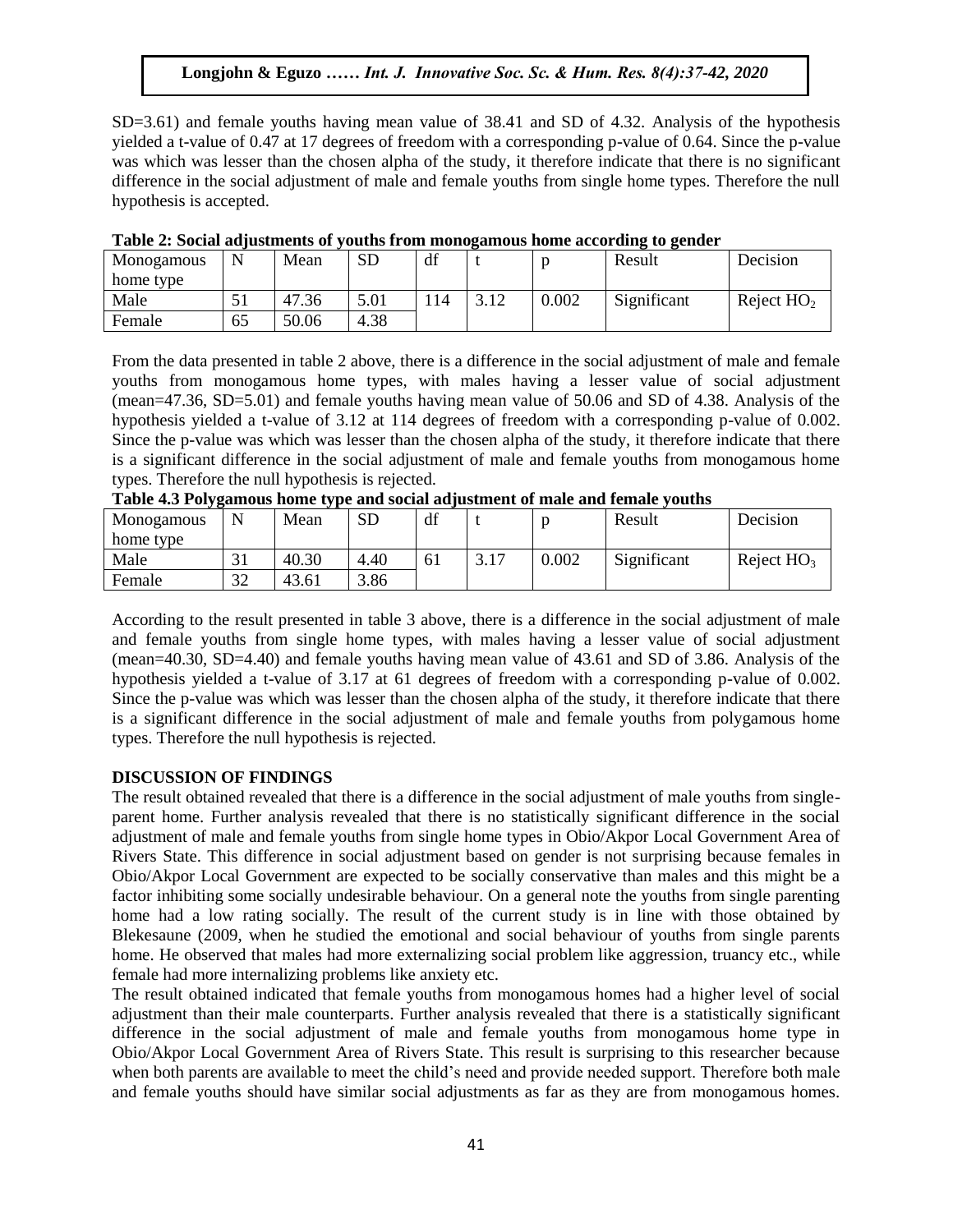SD=3.61) and female youths having mean value of 38.41 and SD of 4.32. Analysis of the hypothesis yielded a t-value of 0.47 at 17 degrees of freedom with a corresponding p-value of 0.64. Since the p-value was which was lesser than the chosen alpha of the study, it therefore indicate that there is no significant difference in the social adjustment of male and female youths from single home types. Therefore the null hypothesis is accepted.

**Table 2: Social adjustments of youths from monogamous home according to gender**

| Monogamous home type | N | Mean | SD | df | t | p | Result | Decision |
|---|---|---|---|---|---|---|---|---|
| Male | 51 | 47.36 | 5.01 | 114 | 3.12 | 0.002 | Significant | Reject $HO_2$ |
| Female | 65 | 50.06 | 4.38 | | | | | |

From the data presented in table 2 above, there is a difference in the social adjustment of male and female youths from monogamous home types, with males having a lesser value of social adjustment (mean=47.36, SD=5.01) and female youths having mean value of 50.06 and SD of 4.38. Analysis of the hypothesis yielded a t-value of 3.12 at 114 degrees of freedom with a corresponding p-value of 0.002. Since the p-value was which was lesser than the chosen alpha of the study, it therefore indicate that there is a significant difference in the social adjustment of male and female youths from monogamous home types. Therefore the null hypothesis is rejected.

**Table 4.3 Polygamous home type and social adjustment of male and female youths**

| Monogamous home type | N | Mean | SD | df | t | p | Result | Decision |
|---|---|---|---|---|---|---|---|---|
| Male | 31 | 40.30 | 4.40 | 61 | 3.17 | 0.002 | Significant | Reject $HO_3$ |
| Female | 32 | 43.61 | 3.86 | | | | | |

According to the result presented in table 3 above, there is a difference in the social adjustment of male and female youths from single home types, with males having a lesser value of social adjustment (mean=40.30, SD=4.40) and female youths having mean value of 43.61 and SD of 3.86. Analysis of the hypothesis yielded a t-value of 3.17 at 61 degrees of freedom with a corresponding p-value of 0.002. Since the p-value was which was lesser than the chosen alpha of the study, it therefore indicate that there is a significant difference in the social adjustment of male and female youths from polygamous home types. Therefore the null hypothesis is rejected.

## DISCUSSION OF FINDINGS

The result obtained revealed that there is a difference in the social adjustment of male youths from single-parent home. Further analysis revealed that there is no statistically significant difference in the social adjustment of male and female youths from single home types in Obio/Akpor Local Government Area of Rivers State. This difference in social adjustment based on gender is not surprising because females in Obio/Akpor Local Government are expected to be socially conservative than males and this might be a factor inhibiting some socially undesirable behaviour. On a general note the youths from single parenting home had a low rating socially. The result of the current study is in line with those obtained by Blekesaune (2009, when he studied the emotional and social behaviour of youths from single parents home. He observed that males had more externalizing social problem like aggression, truancy etc., while female had more internalizing problems like anxiety etc.

The result obtained indicated that female youths from monogamous homes had a higher level of social adjustment than their male counterparts. Further analysis revealed that there is a statistically significant difference in the social adjustment of male and female youths from monogamous home type in Obio/Akpor Local Government Area of Rivers State. This result is surprising to this researcher because when both parents are available to meet the child's need and provide needed support. Therefore both male and female youths should have similar social adjustments as far as they are from monogamous homes.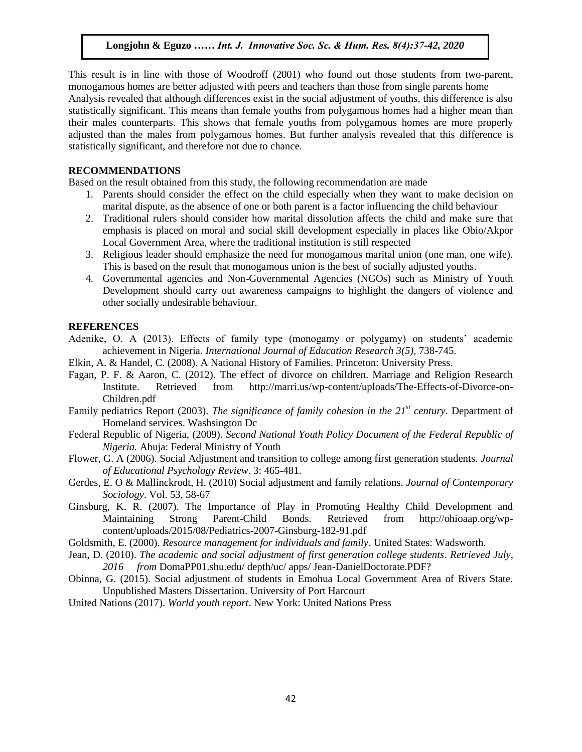This result is in line with those of Woodroff (2001) who found out those students from two-parent, monogamous homes are better adjusted with peers and teachers than those from single parents home

Analysis revealed that although differences exist in the social adjustment of youths, this difference is also statistically significant. This means than female youths from polygamous homes had a higher mean than their males counterparts. This shows that female youths from polygamous homes are more properly adjusted than the males from polygamous homes. But further analysis revealed that this difference is statistically significant, and therefore not due to chance.

## RECOMMENDATIONS

Based on the result obtained from this study, the following recommendation are made

1. Parents should consider the effect on the child especially when they want to make decision on marital dispute, as the absence of one or both parent is a factor influencing the child behaviour
2. Traditional rulers should consider how marital dissolution affects the child and make sure that emphasis is placed on moral and social skill development especially in places like Obio/Akpor Local Government Area, where the traditional institution is still respected
3. Religious leader should emphasize the need for monogamous marital union (one man, one wife). This is based on the result that monogamous union is the best of socially adjusted youths.
4. Governmental agencies and Non-Governmental Agencies (NGOs) such as Ministry of Youth Development should carry out awareness campaigns to highlight the dangers of violence and other socially undesirable behaviour.

## REFERENCES

Adenike, O. A (2013). Effects of family type (monogamy or polygamy) on students' academic achievement in Nigeria. *International Journal of Education Research 3(5)*, 738-745.

Elkin, A. & Handel, C. (2008). A National History of Families. Princeton: University Press.

Fagan, P. F. & Aaron, C. (2012). The effect of divorce on children. Marriage and Religion Research Institute. Retrieved from http://marri.us/wp-content/uploads/The-Effects-of-Divorce-on-Children.pdf

Family pediatrics Report (2003). *The significance of family cohesion in the 21st century*. Department of Homeland services. Washsington Dc

Federal Republic of Nigeria, (2009). *Second National Youth Policy Document of the Federal Republic of Nigeria.* Abuja: Federal Ministry of Youth

Flower, G. A (2006). Social Adjustment and transition to college among first generation students. *Journal of Educational Psychology Review*. 3: 465-481.

Gerdes, E. O & Mallinckrodt, H. (2010) Social adjustment and family relations. *Journal of Contemporary Sociology*. Vol. 53, 58-67

Ginsburg, K. R. (2007). The Importance of Play in Promoting Healthy Child Development and Maintaining Strong Parent-Child Bonds. Retrieved from http://ohioaap.org/wp-content/uploads/2015/08/Pediatrics-2007-Ginsburg-182-91.pdf

Goldsmith, E. (2000). *Resource management for individuals and family.* United States: Wadsworth.

Jean, D. (2010). *The academic and social adjustment of first generation college students*. *Retrieved July, 2016 from* DomaPP01.shu.edu/ depth/uc/ apps/ Jean-DanielDoctorate.PDF?

Obinna, G. (2015). Social adjustment of students in Emohua Local Government Area of Rivers State. Unpublished Masters Dissertation. University of Port Harcourt

United Nations (2017). *World youth report*. New York: United Nations Press